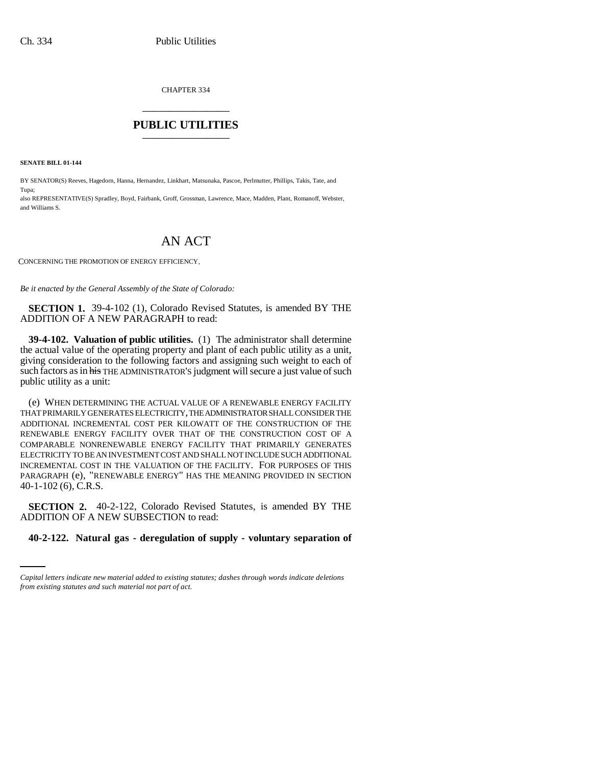CHAPTER 334

# PUBLIC UTILITIES

**SENATE BILL 01-144**

BY SENATOR(S) Reeves, Hagedorn, Hanna, Hernandez, Linkhart, Matsunaka, Pascoe, Perlmutter, Phillips, Takis, Tate, and Tupa;
also REPRESENTATIVE(S) Spradley, Boyd, Fairbank, Groff, Grossman, Lawrence, Mace, Madden, Plant, Romanoff, Webster, and Williams S.

# AN ACT

CONCERNING THE PROMOTION OF ENERGY EFFICIENCY.

*Be it enacted by the General Assembly of the State of Colorado:*

**SECTION 1.** 39-4-102 (1), Colorado Revised Statutes, is amended BY THE ADDITION OF A NEW PARAGRAPH to read:

**39-4-102. Valuation of public utilities.** (1) The administrator shall determine the actual value of the operating property and plant of each public utility as a unit, giving consideration to the following factors and assigning such weight to each of such factors as in ~~his~~ THE ADMINISTRATOR'S judgment will secure a just value of such public utility as a unit:

(e) WHEN DETERMINING THE ACTUAL VALUE OF A RENEWABLE ENERGY FACILITY THAT PRIMARILY GENERATES ELECTRICITY, THE ADMINISTRATOR SHALL CONSIDER THE ADDITIONAL INCREMENTAL COST PER KILOWATT OF THE CONSTRUCTION OF THE RENEWABLE ENERGY FACILITY OVER THAT OF THE CONSTRUCTION COST OF A COMPARABLE NONRENEWABLE ENERGY FACILITY THAT PRIMARILY GENERATES ELECTRICITY TO BE AN INVESTMENT COST AND SHALL NOT INCLUDE SUCH ADDITIONAL INCREMENTAL COST IN THE VALUATION OF THE FACILITY. FOR PURPOSES OF THIS PARAGRAPH (e), "RENEWABLE ENERGY" HAS THE MEANING PROVIDED IN SECTION 40-1-102 (6), C.R.S.

**SECTION 2.** 40-2-122, Colorado Revised Statutes, is amended BY THE ADDITION OF A NEW SUBSECTION to read:

**40-2-122. Natural gas - deregulation of supply - voluntary separation of**

*Capital letters indicate new material added to existing statutes; dashes through words indicate deletions from existing statutes and such material not part of act.*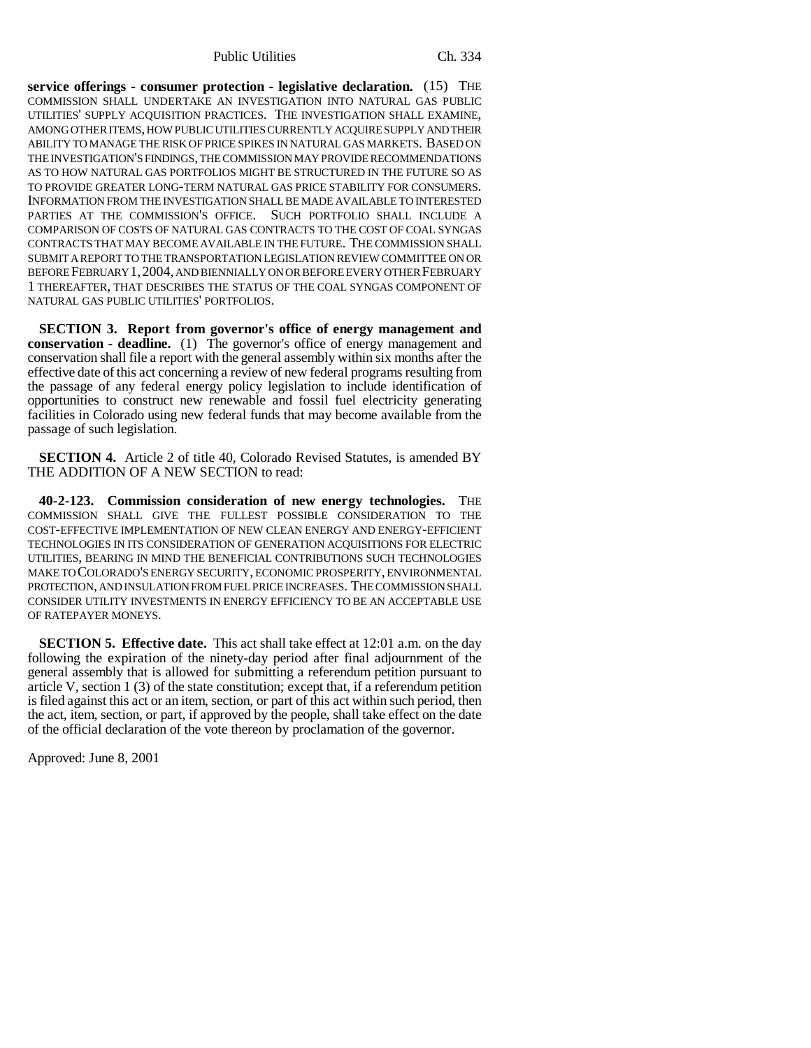**service offerings - consumer protection - legislative declaration.** (15) THE COMMISSION SHALL UNDERTAKE AN INVESTIGATION INTO NATURAL GAS PUBLIC UTILITIES' SUPPLY ACQUISITION PRACTICES. THE INVESTIGATION SHALL EXAMINE, AMONG OTHER ITEMS, HOW PUBLIC UTILITIES CURRENTLY ACQUIRE SUPPLY AND THEIR ABILITY TO MANAGE THE RISK OF PRICE SPIKES IN NATURAL GAS MARKETS. BASED ON THE INVESTIGATION'S FINDINGS, THE COMMISSION MAY PROVIDE RECOMMENDATIONS AS TO HOW NATURAL GAS PORTFOLIOS MIGHT BE STRUCTURED IN THE FUTURE SO AS TO PROVIDE GREATER LONG-TERM NATURAL GAS PRICE STABILITY FOR CONSUMERS. INFORMATION FROM THE INVESTIGATION SHALL BE MADE AVAILABLE TO INTERESTED PARTIES AT THE COMMISSION'S OFFICE. SUCH PORTFOLIO SHALL INCLUDE A COMPARISON OF COSTS OF NATURAL GAS CONTRACTS TO THE COST OF COAL SYNGAS CONTRACTS THAT MAY BECOME AVAILABLE IN THE FUTURE. THE COMMISSION SHALL SUBMIT A REPORT TO THE TRANSPORTATION LEGISLATION REVIEW COMMITTEE ON OR BEFORE FEBRUARY 1, 2004, AND BIENNIALLY ON OR BEFORE EVERY OTHER FEBRUARY 1 THEREAFTER, THAT DESCRIBES THE STATUS OF THE COAL SYNGAS COMPONENT OF NATURAL GAS PUBLIC UTILITIES' PORTFOLIOS.

**SECTION 3. Report from governor's office of energy management and conservation - deadline.** (1) The governor's office of energy management and conservation shall file a report with the general assembly within six months after the effective date of this act concerning a review of new federal programs resulting from the passage of any federal energy policy legislation to include identification of opportunities to construct new renewable and fossil fuel electricity generating facilities in Colorado using new federal funds that may become available from the passage of such legislation.

**SECTION 4.** Article 2 of title 40, Colorado Revised Statutes, is amended BY THE ADDITION OF A NEW SECTION to read:

**40-2-123. Commission consideration of new energy technologies.** THE COMMISSION SHALL GIVE THE FULLEST POSSIBLE CONSIDERATION TO THE COST-EFFECTIVE IMPLEMENTATION OF NEW CLEAN ENERGY AND ENERGY-EFFICIENT TECHNOLOGIES IN ITS CONSIDERATION OF GENERATION ACQUISITIONS FOR ELECTRIC UTILITIES, BEARING IN MIND THE BENEFICIAL CONTRIBUTIONS SUCH TECHNOLOGIES MAKE TO COLORADO'S ENERGY SECURITY, ECONOMIC PROSPERITY, ENVIRONMENTAL PROTECTION, AND INSULATION FROM FUEL PRICE INCREASES. THE COMMISSION SHALL CONSIDER UTILITY INVESTMENTS IN ENERGY EFFICIENCY TO BE AN ACCEPTABLE USE OF RATEPAYER MONEYS.

**SECTION 5. Effective date.** This act shall take effect at 12:01 a.m. on the day following the expiration of the ninety-day period after final adjournment of the general assembly that is allowed for submitting a referendum petition pursuant to article V, section 1 (3) of the state constitution; except that, if a referendum petition is filed against this act or an item, section, or part of this act within such period, then the act, item, section, or part, if approved by the people, shall take effect on the date of the official declaration of the vote thereon by proclamation of the governor.

Approved: June 8, 2001